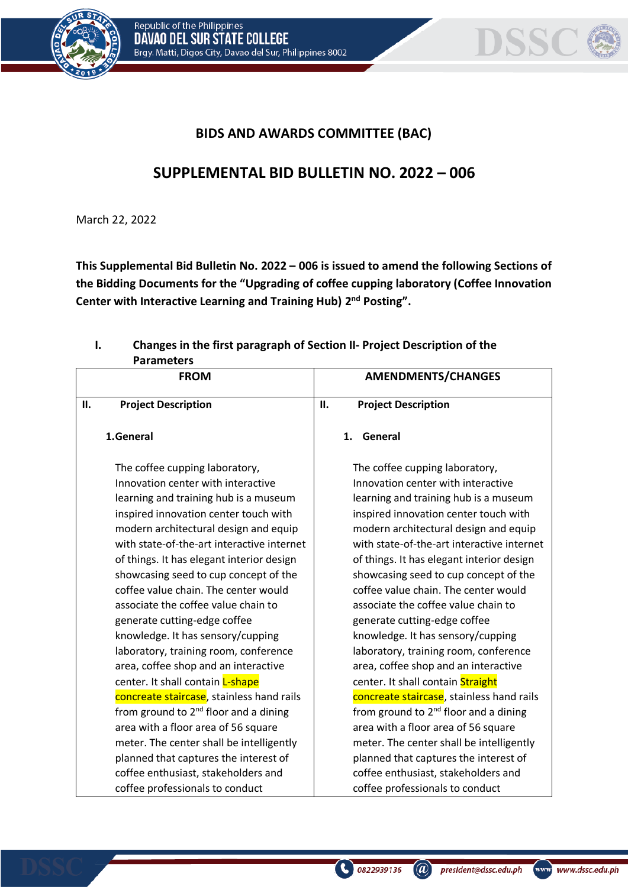## BIDS AND AWARDS COMMITTEE (BAC)

## SUPPLEMENTAL BID BULLETIN NO. 2022 – 006

March 22, 2022

**This Supplemental Bid Bulletin No. 2022 – 006 is issued to amend the following Sections of the Bidding Documents for the "Upgrading of coffee cupping laboratory (Coffee Innovation Center with Interactive Learning and Training Hub) 2nd Posting".**

### I. Changes in the first paragraph of Section II- Project Description of the Parameters

| FROM | AMENDMENTS/CHANGES |
|---|---|
| **II. Project Description**<br><br>**1.General**<br><br>The coffee cupping laboratory, Innovation center with interactive learning and training hub is a museum inspired innovation center touch with modern architectural design and equip with state-of-the-art interactive internet of things. It has elegant interior design showcasing seed to cup concept of the coffee value chain. The center would associate the coffee value chain to generate cutting-edge coffee knowledge. It has sensory/cupping laboratory, training room, conference area, coffee shop and an interactive center. It shall contain L-shape concreate staircase, stainless hand rails from ground to 2nd floor and a dining area with a floor area of 56 square meter. The center shall be intelligently planned that captures the interest of coffee enthusiast, stakeholders and coffee professionals to conduct | **II. Project Description**<br><br>**1. General**<br><br>The coffee cupping laboratory, Innovation center with interactive learning and training hub is a museum inspired innovation center touch with modern architectural design and equip with state-of-the-art interactive internet of things. It has elegant interior design showcasing seed to cup concept of the coffee value chain. The center would associate the coffee value chain to generate cutting-edge coffee knowledge. It has sensory/cupping laboratory, training room, conference area, coffee shop and an interactive center. It shall contain Straight concreate staircase, stainless hand rails from ground to 2nd floor and a dining area with a floor area of 56 square meter. The center shall be intelligently planned that captures the interest of coffee enthusiast, stakeholders and coffee professionals to conduct |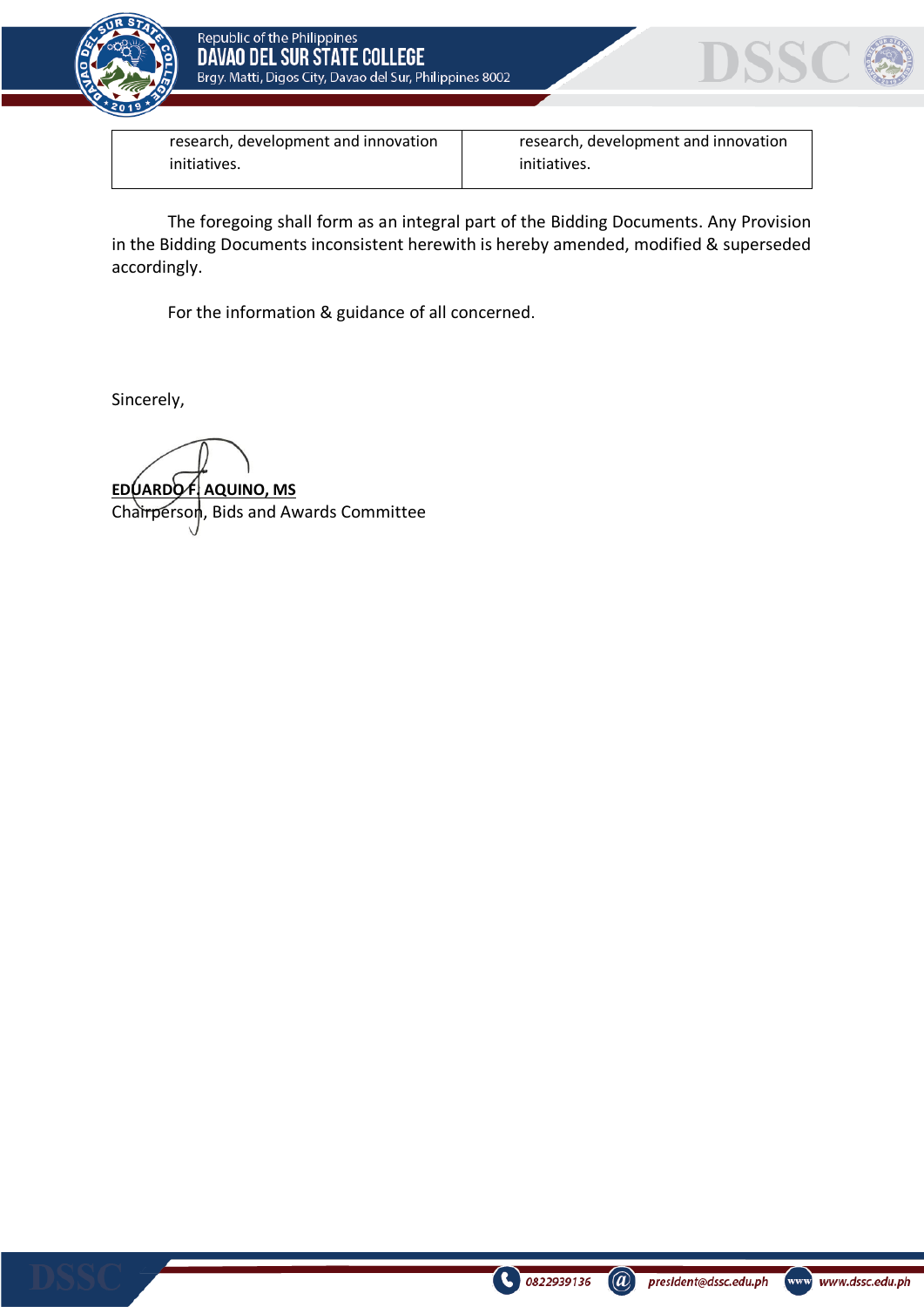| | |
|---|---|
| research, development and innovation initiatives. | research, development and innovation initiatives. |

The foregoing shall form as an integral part of the Bidding Documents. Any Provision in the Bidding Documents inconsistent herewith is hereby amended, modified & superseded accordingly.

For the information & guidance of all concerned.

Sincerely,

**EDUARDO F. AQUINO, MS**
Chairperson, Bids and Awards Committee